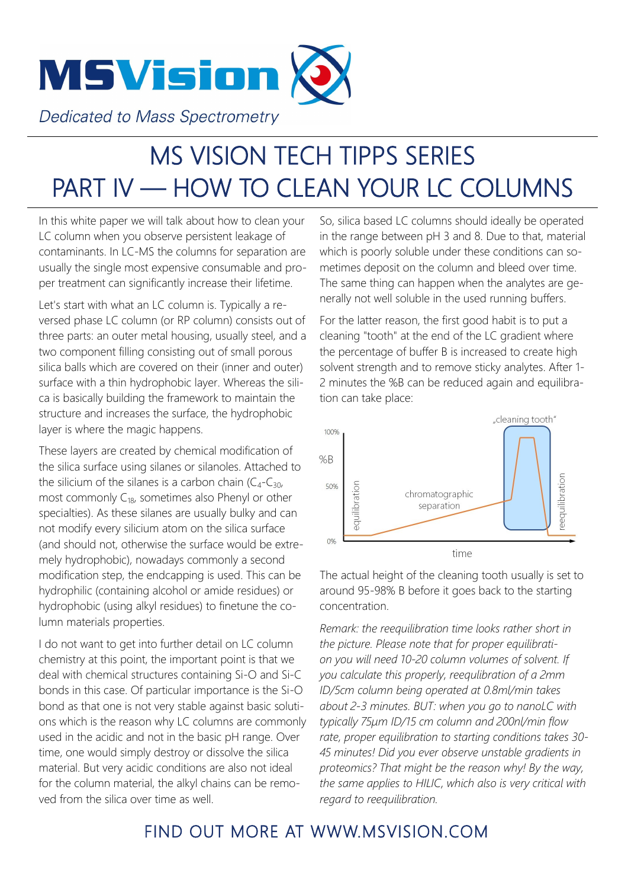MSVision

*Dedicated to Mass Spectrometry*

# MS VISION TECH TIPPS SERIES
# PART IV — HOW TO CLEAN YOUR LC COLUMNS

In this white paper we will talk about how to clean your LC column when you observe persistent leakage of contaminants. In LC-MS the columns for separation are usually the single most expensive consumable and proper treatment can significantly increase their lifetime.

Let's start with what an LC column is. Typically a reversed phase LC column (or RP column) consists out of three parts: an outer metal housing, usually steel, and a two component filling consisting out of small porous silica balls which are covered on their (inner and outer) surface with a thin hydrophobic layer. Whereas the silica is basically building the framework to maintain the structure and increases the surface, the hydrophobic layer is where the magic happens.

These layers are created by chemical modification of the silica surface using silanes or silanoles. Attached to the silicium of the silanes is a carbon chain ($C_4$-$C_{30}$, most commonly $C_{18}$, sometimes also Phenyl or other specialties). As these silanes are usually bulky and can not modify every silicium atom on the silica surface (and should not, otherwise the surface would be extremely hydrophobic), nowadays commonly a second modification step, the endcapping is used. This can be hydrophilic (containing alcohol or amide residues) or hydrophobic (using alkyl residues) to finetune the column materials properties.

I do not want to get into further detail on LC column chemistry at this point, the important point is that we deal with chemical structures containing Si-O and Si-C bonds in this case. Of particular importance is the Si-O bond as that one is not very stable against basic solutions which is the reason why LC columns are commonly used in the acidic and not in the basic pH range. Over time, one would simply destroy or dissolve the silica material. But very acidic conditions are also not ideal for the column material, the alkyl chains can be removed from the silica over time as well.

So, silica based LC columns should ideally be operated in the range between pH 3 and 8. Due to that, material which is poorly soluble under these conditions can sometimes deposit on the column and bleed over time. The same thing can happen when the analytes are generally not well soluble in the used running buffers.

For the latter reason, the first good habit is to put a cleaning "tooth" at the end of the LC gradient where the percentage of buffer B is increased to create high solvent strength and to remove sticky analytes. After 1-2 minutes the %B can be reduced again and equilibration can take place:

„cleaning tooth"

100% | %B | 50% | 0% | equilibration | chromatographic separation | reequilibration | time

The actual height of the cleaning tooth usually is set to around 95-98% B before it goes back to the starting concentration.

*Remark: the reequilibration time looks rather short in the picture. Please note that for proper equilibration you will need 10-20 column volumes of solvent. If you calculate this properly, reequlibration of a 2mm ID/5cm column being operated at 0.8ml/min takes about 2-3 minutes. BUT: when you go to nanoLC with typically 75µm ID/15 cm column and 200nl/min flow rate, proper equilibration to starting conditions takes 30-45 minutes! Did you ever observe unstable gradients in proteomics? That might be the reason why! By the way, the same applies to HILIC, which also is very critical with regard to reequilibration.*

FIND OUT MORE AT WWW.MSVISION.COM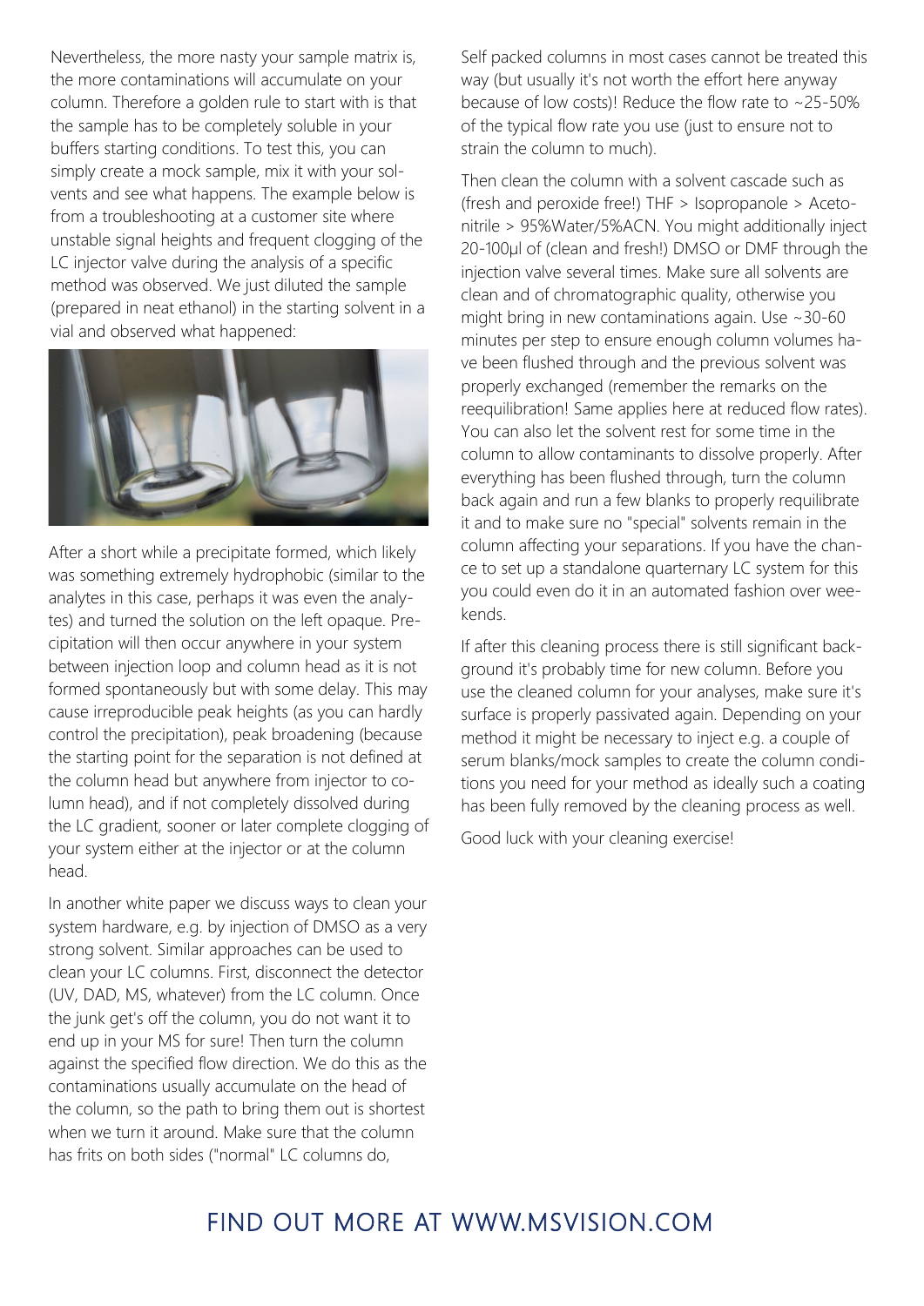Nevertheless, the more nasty your sample matrix is, the more contaminations will accumulate on your column. Therefore a golden rule to start with is that the sample has to be completely soluble in your buffers starting conditions. To test this, you can simply create a mock sample, mix it with your solvents and see what happens. The example below is from a troubleshooting at a customer site where unstable signal heights and frequent clogging of the LC injector valve during the analysis of a specific method was observed. We just diluted the sample (prepared in neat ethanol) in the starting solvent in a vial and observed what happened:

After a short while a precipitate formed, which likely was something extremely hydrophobic (similar to the analytes in this case, perhaps it was even the analytes) and turned the solution on the left opaque. Precipitation will then occur anywhere in your system between injection loop and column head as it is not formed spontaneously but with some delay. This may cause irreproducible peak heights (as you can hardly control the precipitation), peak broadening (because the starting point for the separation is not defined at the column head but anywhere from injector to column head), and if not completely dissolved during the LC gradient, sooner or later complete clogging of your system either at the injector or at the column head.

In another white paper we discuss ways to clean your system hardware, e.g. by injection of DMSO as a very strong solvent. Similar approaches can be used to clean your LC columns. First, disconnect the detector (UV, DAD, MS, whatever) from the LC column. Once the junk get's off the column, you do not want it to end up in your MS for sure! Then turn the column against the specified flow direction. We do this as the contaminations usually accumulate on the head of the column, so the path to bring them out is shortest when we turn it around. Make sure that the column has frits on both sides ("normal" LC columns do, Self packed columns in most cases cannot be treated this way (but usually it's not worth the effort here anyway because of low costs)! Reduce the flow rate to ~25-50% of the typical flow rate you use (just to ensure not to strain the column to much).

Then clean the column with a solvent cascade such as (fresh and peroxide free!) THF > Isopropanole > Acetonitrile > 95%Water/5%ACN. You might additionally inject 20-100µl of (clean and fresh!) DMSO or DMF through the injection valve several times. Make sure all solvents are clean and of chromatographic quality, otherwise you might bring in new contaminations again. Use ~30-60 minutes per step to ensure enough column volumes have been flushed through and the previous solvent was properly exchanged (remember the remarks on the reequilibration! Same applies here at reduced flow rates). You can also let the solvent rest for some time in the column to allow contaminants to dissolve properly. After everything has been flushed through, turn the column back again and run a few blanks to properly requilibrate it and to make sure no "special" solvents remain in the column affecting your separations. If you have the chance to set up a standalone quarternary LC system for this you could even do it in an automated fashion over weekends.

If after this cleaning process there is still significant background it's probably time for new column. Before you use the cleaned column for your analyses, make sure it's surface is properly passivated again. Depending on your method it might be necessary to inject e.g. a couple of serum blanks/mock samples to create the column conditions you need for your method as ideally such a coating has been fully removed by the cleaning process as well.

Good luck with your cleaning exercise!

FIND OUT MORE AT WWW.MSVISION.COM